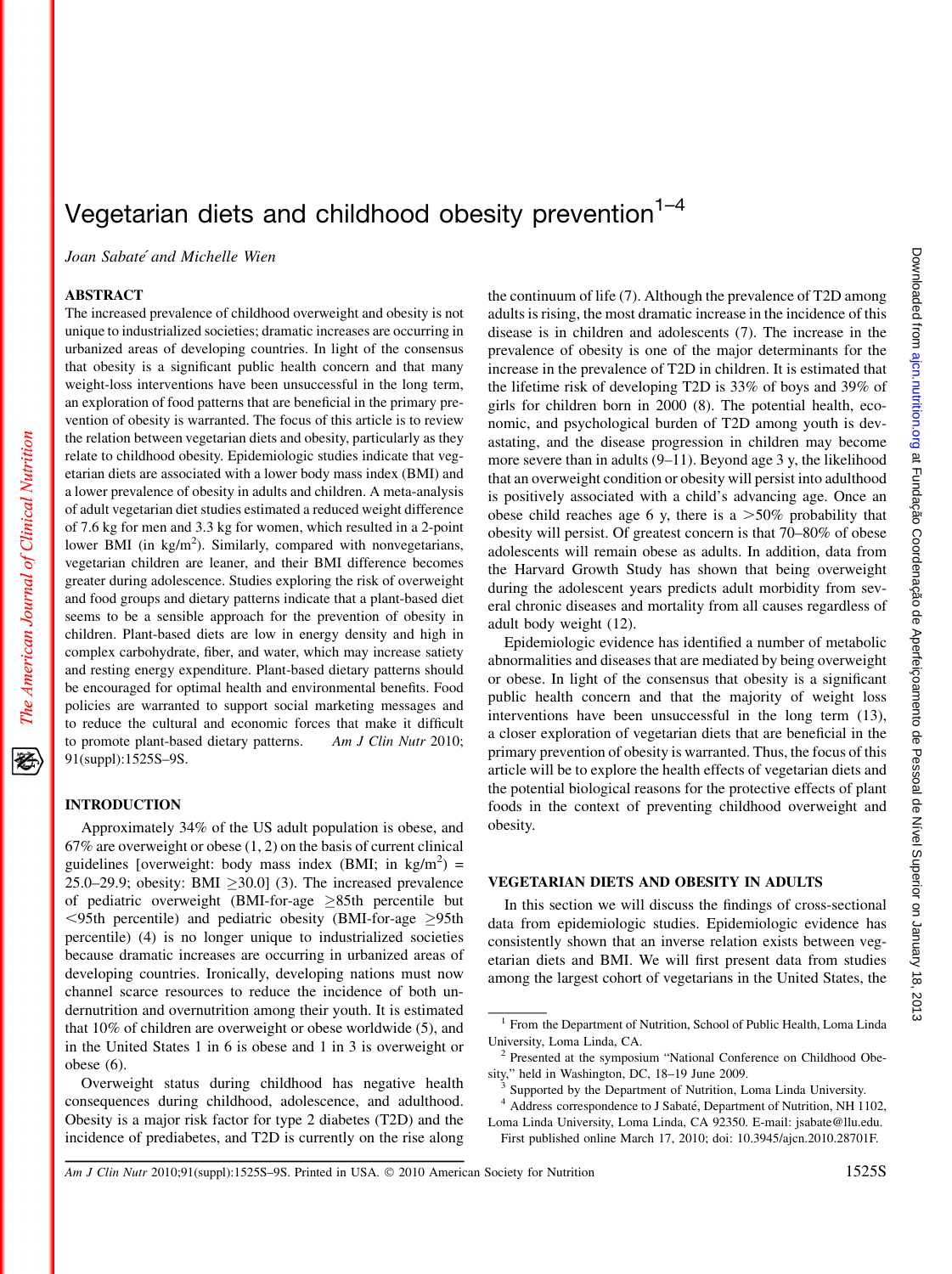# Vegetarian diets and childhood obesity prevention[1–4]

*Joan Sabaté and Michelle Wien*

## ABSTRACT

The increased prevalence of childhood overweight and obesity is not unique to industrialized societies; dramatic increases are occurring in urbanized areas of developing countries. In light of the consensus that obesity is a significant public health concern and that many weight-loss interventions have been unsuccessful in the long term, an exploration of food patterns that are beneficial in the primary prevention of obesity is warranted. The focus of this article is to review the relation between vegetarian diets and obesity, particularly as they relate to childhood obesity. Epidemiologic studies indicate that vegetarian diets are associated with a lower body mass index (BMI) and a lower prevalence of obesity in adults and children. A meta-analysis of adult vegetarian diet studies estimated a reduced weight difference of 7.6 kg for men and 3.3 kg for women, which resulted in a 2-point lower BMI (in kg/m$^2$). Similarly, compared with nonvegetarians, vegetarian children are leaner, and their BMI difference becomes greater during adolescence. Studies exploring the risk of overweight and food groups and dietary patterns indicate that a plant-based diet seems to be a sensible approach for the prevention of obesity in children. Plant-based diets are low in energy density and high in complex carbohydrate, fiber, and water, which may increase satiety and resting energy expenditure. Plant-based dietary patterns should be encouraged for optimal health and environmental benefits. Food policies are warranted to support social marketing messages and to reduce the cultural and economic forces that make it difficult to promote plant-based dietary patterns. *Am J Clin Nutr* 2010; 91(suppl):1525S–9S.

## INTRODUCTION

Approximately 34% of the US adult population is obese, and 67% are overweight or obese (1, 2) on the basis of current clinical guidelines [overweight: body mass index (BMI; in kg/m$^2$) = 25.0–29.9; obesity: BMI ≥30.0] (3). The increased prevalence of pediatric overweight (BMI-for-age ≥85th percentile but <95th percentile) and pediatric obesity (BMI-for-age ≥95th percentile) (4) is no longer unique to industrialized societies because dramatic increases are occurring in urbanized areas of developing countries. Ironically, developing nations must now channel scarce resources to reduce the incidence of both undernutrition and overnutrition among their youth. It is estimated that 10% of children are overweight or obese worldwide (5), and in the United States 1 in 6 is obese and 1 in 3 is overweight or obese (6).

Overweight status during childhood has negative health consequences during childhood, adolescence, and adulthood. Obesity is a major risk factor for type 2 diabetes (T2D) and the incidence of prediabetes, and T2D is currently on the rise along the continuum of life (7). Although the prevalence of T2D among adults is rising, the most dramatic increase in the incidence of this disease is in children and adolescents (7). The increase in the prevalence of obesity is one of the major determinants for the increase in the prevalence of T2D in children. It is estimated that the lifetime risk of developing T2D is 33% of boys and 39% of girls for children born in 2000 (8). The potential health, economic, and psychological burden of T2D among youth is devastating, and the disease progression in children may become more severe than in adults (9–11). Beyond age 3 y, the likelihood that an overweight condition or obesity will persist into adulthood is positively associated with a child's advancing age. Once an obese child reaches age 6 y, there is a >50% probability that obesity will persist. Of greatest concern is that 70–80% of obese adolescents will remain obese as adults. In addition, data from the Harvard Growth Study has shown that being overweight during the adolescent years predicts adult morbidity from several chronic diseases and mortality from all causes regardless of adult body weight (12).

Epidemiologic evidence has identified a number of metabolic abnormalities and diseases that are mediated by being overweight or obese. In light of the consensus that obesity is a significant public health concern and that the majority of weight loss interventions have been unsuccessful in the long term (13), a closer exploration of vegetarian diets that are beneficial in the primary prevention of obesity is warranted. Thus, the focus of this article will be to explore the health effects of vegetarian diets and the potential biological reasons for the protective effects of plant foods in the context of preventing childhood overweight and obesity.

## VEGETARIAN DIETS AND OBESITY IN ADULTS

In this section we will discuss the findings of cross-sectional data from epidemiologic studies. Epidemiologic evidence has consistently shown that an inverse relation exists between vegetarian diets and BMI. We will first present data from studies among the largest cohort of vegetarians in the United States, the

---

[1] From the Department of Nutrition, School of Public Health, Loma Linda University, Loma Linda, CA.

[2] Presented at the symposium "National Conference on Childhood Obesity," held in Washington, DC, 18–19 June 2009.

[3] Supported by the Department of Nutrition, Loma Linda University.

[4] Address correspondence to J Sabaté, Department of Nutrition, NH 1102, Loma Linda University, Loma Linda, CA 92350. E-mail: jsabate@llu.edu.

First published online March 17, 2010; doi: 10.3945/ajcn.2010.28701F.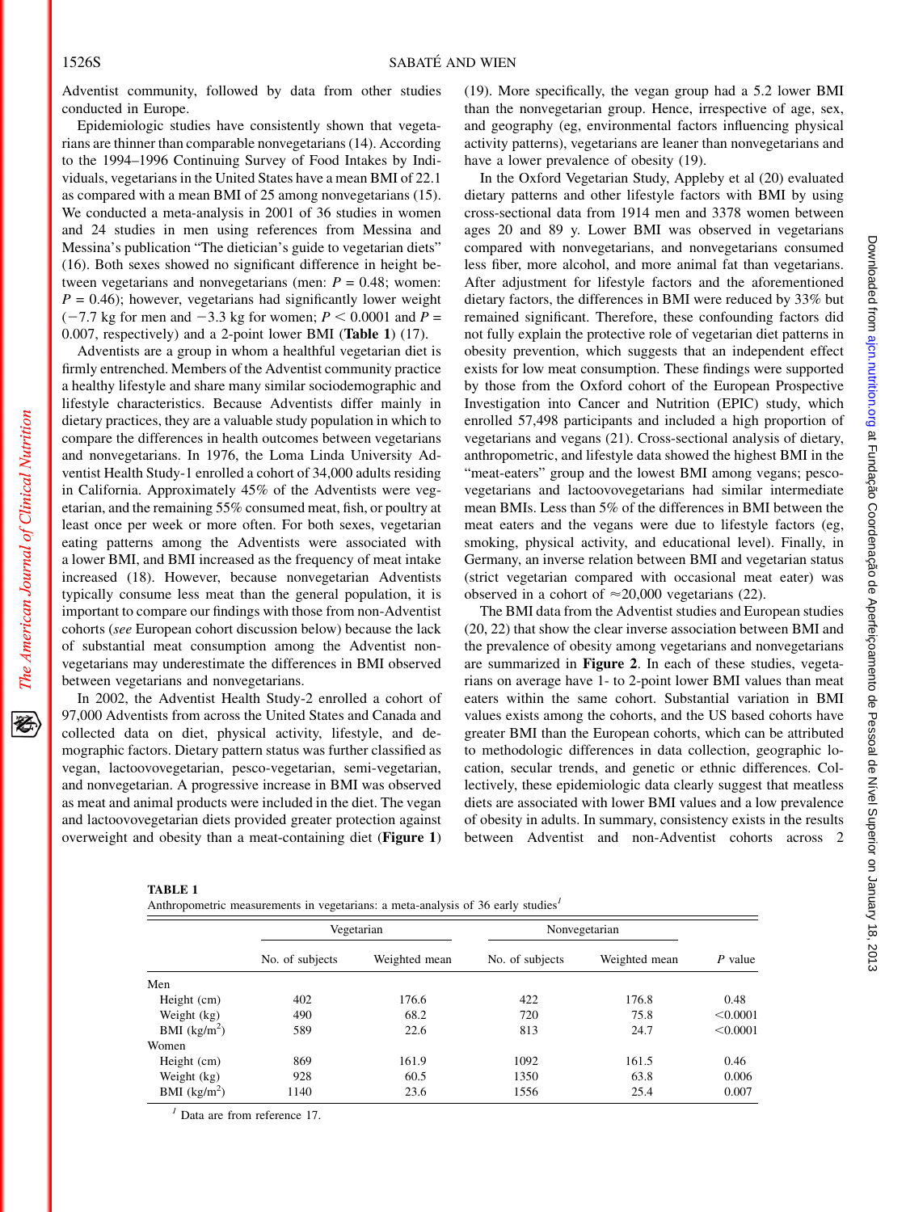Adventist community, followed by data from other studies conducted in Europe.

Epidemiologic studies have consistently shown that vegetarians are thinner than comparable nonvegetarians (14). According to the 1994–1996 Continuing Survey of Food Intakes by Individuals, vegetarians in the United States have a mean BMI of 22.1 as compared with a mean BMI of 25 among nonvegetarians (15). We conducted a meta-analysis in 2001 of 36 studies in women and 24 studies in men using references from Messina and Messina's publication "The dietician's guide to vegetarian diets" (16). Both sexes showed no significant difference in height between vegetarians and nonvegetarians (men: $P = 0.48$; women: $P = 0.46$); however, vegetarians had significantly lower weight (−7.7 kg for men and −3.3 kg for women; $P < 0.0001$ and $P = 0.007$, respectively) and a 2-point lower BMI (**Table 1**) (17).

Adventists are a group in whom a healthful vegetarian diet is firmly entrenched. Members of the Adventist community practice a healthy lifestyle and share many similar sociodemographic and lifestyle characteristics. Because Adventists differ mainly in dietary practices, they are a valuable study population in which to compare the differences in health outcomes between vegetarians and nonvegetarians. In 1976, the Loma Linda University Adventist Health Study-1 enrolled a cohort of 34,000 adults residing in California. Approximately 45% of the Adventists were vegetarian, and the remaining 55% consumed meat, fish, or poultry at least once per week or more often. For both sexes, vegetarian eating patterns among the Adventists were associated with a lower BMI, and BMI increased as the frequency of meat intake increased (18). However, because nonvegetarian Adventists typically consume less meat than the general population, it is important to compare our findings with those from non-Adventist cohorts (*see* European cohort discussion below) because the lack of substantial meat consumption among the Adventist nonvegetarians may underestimate the differences in BMI observed between vegetarians and nonvegetarians.

In 2002, the Adventist Health Study-2 enrolled a cohort of 97,000 Adventists from across the United States and Canada and collected data on diet, physical activity, lifestyle, and demographic factors. Dietary pattern status was further classified as vegan, lactoovovegetarian, pesco-vegetarian, semi-vegetarian, and nonvegetarian. A progressive increase in BMI was observed as meat and animal products were included in the diet. The vegan and lactoovovegetarian diets provided greater protection against overweight and obesity than a meat-containing diet (**Figure 1**) (19). More specifically, the vegan group had a 5.2 lower BMI than the nonvegetarian group. Hence, irrespective of age, sex, and geography (eg, environmental factors influencing physical activity patterns), vegetarians are leaner than nonvegetarians and have a lower prevalence of obesity (19).

In the Oxford Vegetarian Study, Appleby et al (20) evaluated dietary patterns and other lifestyle factors with BMI by using cross-sectional data from 1914 men and 3378 women between ages 20 and 89 y. Lower BMI was observed in vegetarians compared with nonvegetarians, and nonvegetarians consumed less fiber, more alcohol, and more animal fat than vegetarians. After adjustment for lifestyle factors and the aforementioned dietary factors, the differences in BMI were reduced by 33% but remained significant. Therefore, these confounding factors did not fully explain the protective role of vegetarian diet patterns in obesity prevention, which suggests that an independent effect exists for low meat consumption. These findings were supported by those from the Oxford cohort of the European Prospective Investigation into Cancer and Nutrition (EPIC) study, which enrolled 57,498 participants and included a high proportion of vegetarians and vegans (21). Cross-sectional analysis of dietary, anthropometric, and lifestyle data showed the highest BMI in the "meat-eaters" group and the lowest BMI among vegans; pesco-vegetarians and lactoovovegetarians had similar intermediate mean BMIs. Less than 5% of the differences in BMI between the meat eaters and the vegans were due to lifestyle factors (eg, smoking, physical activity, and educational level). Finally, in Germany, an inverse relation between BMI and vegetarian status (strict vegetarian compared with occasional meat eater) was observed in a cohort of ≈20,000 vegetarians (22).

The BMI data from the Adventist studies and European studies (20, 22) that show the clear inverse association between BMI and the prevalence of obesity among vegetarians and nonvegetarians are summarized in **Figure 2**. In each of these studies, vegetarians on average have 1- to 2-point lower BMI values than meat eaters within the same cohort. Substantial variation in BMI values exists among the cohorts, and the US based cohorts have greater BMI than the European cohorts, which can be attributed to methodologic differences in data collection, geographic location, secular trends, and genetic or ethnic differences. Collectively, these epidemiologic data clearly suggest that meatless diets are associated with lower BMI values and a low prevalence of obesity in adults. In summary, consistency exists in the results between Adventist and non-Adventist cohorts across 2

**TABLE 1**
Anthropometric measurements in vegetarians: a meta-analysis of 36 early studies[1]

| | Vegetarian | | Nonvegetarian | | |
|---|---|---|---|---|---|
| | No. of subjects | Weighted mean | No. of subjects | Weighted mean | $P$ value |
| Men | | | | | |
| Height (cm) | 402 | 176.6 | 422 | 176.8 | 0.48 |
| Weight (kg) | 490 | 68.2 | 720 | 75.8 | <0.0001 |
| BMI (kg/m$^2$) | 589 | 22.6 | 813 | 24.7 | <0.0001 |
| Women | | | | | |
| Height (cm) | 869 | 161.9 | 1092 | 161.5 | 0.46 |
| Weight (kg) | 928 | 60.5 | 1350 | 63.8 | 0.006 |
| BMI (kg/m$^2$) | 1140 | 23.6 | 1556 | 25.4 | 0.007 |

[1] Data are from reference 17.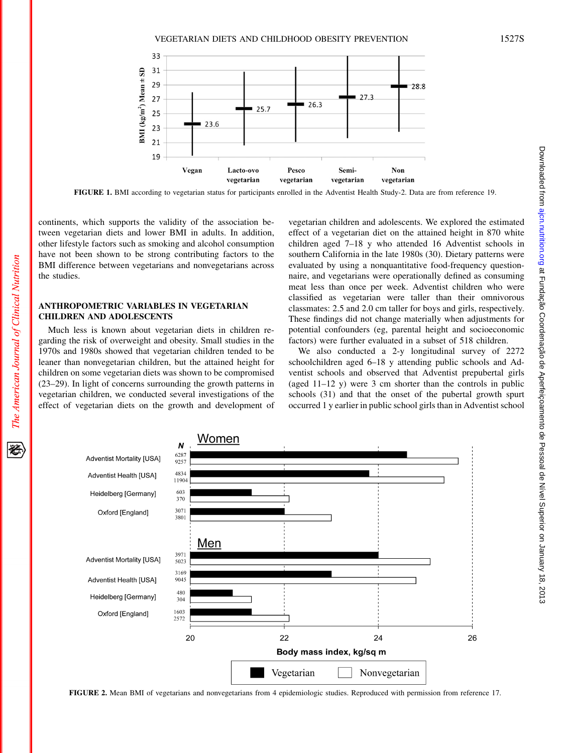FIGURE 1. BMI according to vegetarian status for participants enrolled in the Adventist Health Study-2. Data are from reference 19.

continents, which supports the validity of the association between vegetarian diets and lower BMI in adults. In addition, other lifestyle factors such as smoking and alcohol consumption have not been shown to be strong contributing factors to the BMI difference between vegetarians and nonvegetarians across the studies.

## ANTHROPOMETRIC VARIABLES IN VEGETARIAN CHILDREN AND ADOLESCENTS

Much less is known about vegetarian diets in children regarding the risk of overweight and obesity. Small studies in the 1970s and 1980s showed that vegetarian children tended to be leaner than nonvegetarian children, but the attained height for children on some vegetarian diets was shown to be compromised (23–29). In light of concerns surrounding the growth patterns in vegetarian children, we conducted several investigations of the effect of vegetarian diets on the growth and development of vegetarian children and adolescents. We explored the estimated effect of a vegetarian diet on the attained height in 870 white children aged 7–18 y who attended 16 Adventist schools in southern California in the late 1980s (30). Dietary patterns were evaluated by using a nonquantitative food-frequency questionnaire, and vegetarians were operationally defined as consuming meat less than once per week. Adventist children who were classified as vegetarian were taller than their omnivorous classmates: 2.5 and 2.0 cm taller for boys and girls, respectively. These findings did not change materially when adjustments for potential confounders (eg, parental height and socioeconomic factors) were further evaluated in a subset of 518 children.

We also conducted a 2-y longitudinal survey of 2272 schoolchildren aged 6–18 y attending public schools and Adventist schools and observed that Adventist prepubertal girls (aged 11–12 y) were 3 cm shorter than the controls in public schools (31) and that the onset of the pubertal growth spurt occurred 1 y earlier in public school girls than in Adventist school

FIGURE 2. Mean BMI of vegetarians and nonvegetarians from 4 epidemiologic studies. Reproduced with permission from reference 17.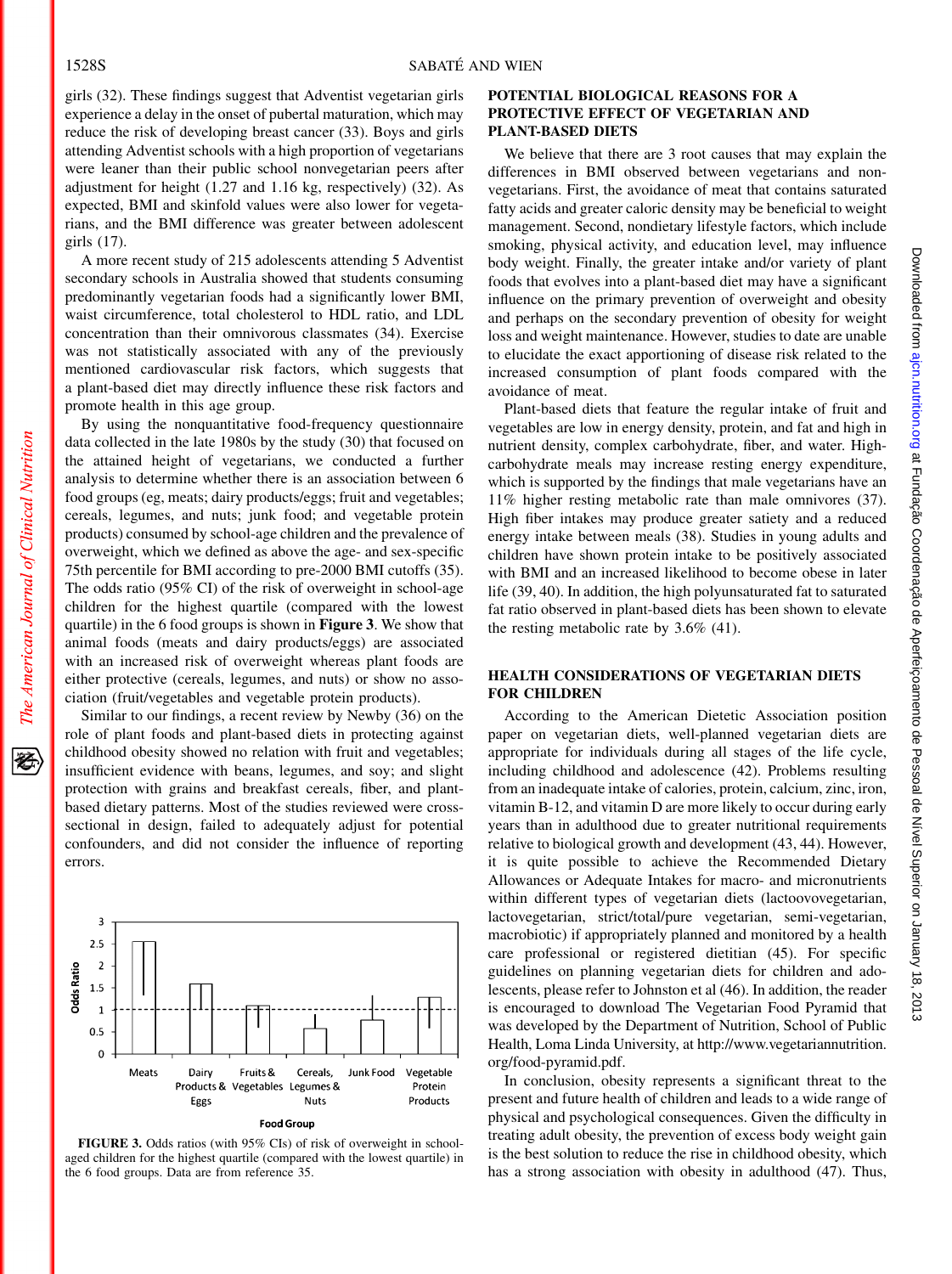girls (32). These findings suggest that Adventist vegetarian girls experience a delay in the onset of pubertal maturation, which may reduce the risk of developing breast cancer (33). Boys and girls attending Adventist schools with a high proportion of vegetarians were leaner than their public school nonvegetarian peers after adjustment for height (1.27 and 1.16 kg, respectively) (32). As expected, BMI and skinfold values were also lower for vegetarians, and the BMI difference was greater between adolescent girls (17).

A more recent study of 215 adolescents attending 5 Adventist secondary schools in Australia showed that students consuming predominantly vegetarian foods had a significantly lower BMI, waist circumference, total cholesterol to HDL ratio, and LDL concentration than their omnivorous classmates (34). Exercise was not statistically associated with any of the previously mentioned cardiovascular risk factors, which suggests that a plant-based diet may directly influence these risk factors and promote health in this age group.

By using the nonquantitative food-frequency questionnaire data collected in the late 1980s by the study (30) that focused on the attained height of vegetarians, we conducted a further analysis to determine whether there is an association between 6 food groups (eg, meats; dairy products/eggs; fruit and vegetables; cereals, legumes, and nuts; junk food; and vegetable protein products) consumed by school-age children and the prevalence of overweight, which we defined as above the age- and sex-specific 75th percentile for BMI according to pre-2000 BMI cutoffs (35). The odds ratio (95% CI) of the risk of overweight in school-age children for the highest quartile (compared with the lowest quartile) in the 6 food groups is shown in **Figure 3**. We show that animal foods (meats and dairy products/eggs) are associated with an increased risk of overweight whereas plant foods are either protective (cereals, legumes, and nuts) or show no association (fruit/vegetables and vegetable protein products).

Similar to our findings, a recent review by Newby (36) on the role of plant foods and plant-based diets in protecting against childhood obesity showed no relation with fruit and vegetables; insufficient evidence with beans, legumes, and soy; and slight protection with grains and breakfast cereals, fiber, and plant-based dietary patterns. Most of the studies reviewed were cross-sectional in design, failed to adequately adjust for potential confounders, and did not consider the influence of reporting errors.

**FIGURE 3.** Odds ratios (with 95% CIs) of risk of overweight in school-aged children for the highest quartile (compared with the lowest quartile) in the 6 food groups. Data are from reference 35.

## POTENTIAL BIOLOGICAL REASONS FOR A PROTECTIVE EFFECT OF VEGETARIAN AND PLANT-BASED DIETS

We believe that there are 3 root causes that may explain the differences in BMI observed between vegetarians and nonvegetarians. First, the avoidance of meat that contains saturated fatty acids and greater caloric density may be beneficial to weight management. Second, nondietary lifestyle factors, which include smoking, physical activity, and education level, may influence body weight. Finally, the greater intake and/or variety of plant foods that evolves into a plant-based diet may have a significant influence on the primary prevention of overweight and obesity and perhaps on the secondary prevention of obesity for weight loss and weight maintenance. However, studies to date are unable to elucidate the exact apportioning of disease risk related to the increased consumption of plant foods compared with the avoidance of meat.

Plant-based diets that feature the regular intake of fruit and vegetables are low in energy density, protein, and fat and high in nutrient density, complex carbohydrate, fiber, and water. High-carbohydrate meals may increase resting energy expenditure, which is supported by the findings that male vegetarians have an 11% higher resting metabolic rate than male omnivores (37). High fiber intakes may produce greater satiety and a reduced energy intake between meals (38). Studies in young adults and children have shown protein intake to be positively associated with BMI and an increased likelihood to become obese in later life (39, 40). In addition, the high polyunsaturated fat to saturated fat ratio observed in plant-based diets has been shown to elevate the resting metabolic rate by 3.6% (41).

## HEALTH CONSIDERATIONS OF VEGETARIAN DIETS FOR CHILDREN

According to the American Dietetic Association position paper on vegetarian diets, well-planned vegetarian diets are appropriate for individuals during all stages of the life cycle, including childhood and adolescence (42). Problems resulting from an inadequate intake of calories, protein, calcium, zinc, iron, vitamin B-12, and vitamin D are more likely to occur during early years than in adulthood due to greater nutritional requirements relative to biological growth and development (43, 44). However, it is quite possible to achieve the Recommended Dietary Allowances or Adequate Intakes for macro- and micronutrients within different types of vegetarian diets (lactoovovegetarian, lactovegetarian, strict/total/pure vegetarian, semi-vegetarian, macrobiotic) if appropriately planned and monitored by a health care professional or registered dietitian (45). For specific guidelines on planning vegetarian diets for children and adolescents, please refer to Johnston et al (46). In addition, the reader is encouraged to download The Vegetarian Food Pyramid that was developed by the Department of Nutrition, School of Public Health, Loma Linda University, at http://www.vegetariannutrition.org/food-pyramid.pdf.

In conclusion, obesity represents a significant threat to the present and future health of children and leads to a wide range of physical and psychological consequences. Given the difficulty in treating adult obesity, the prevention of excess body weight gain is the best solution to reduce the rise in childhood obesity, which has a strong association with obesity in adulthood (47). Thus,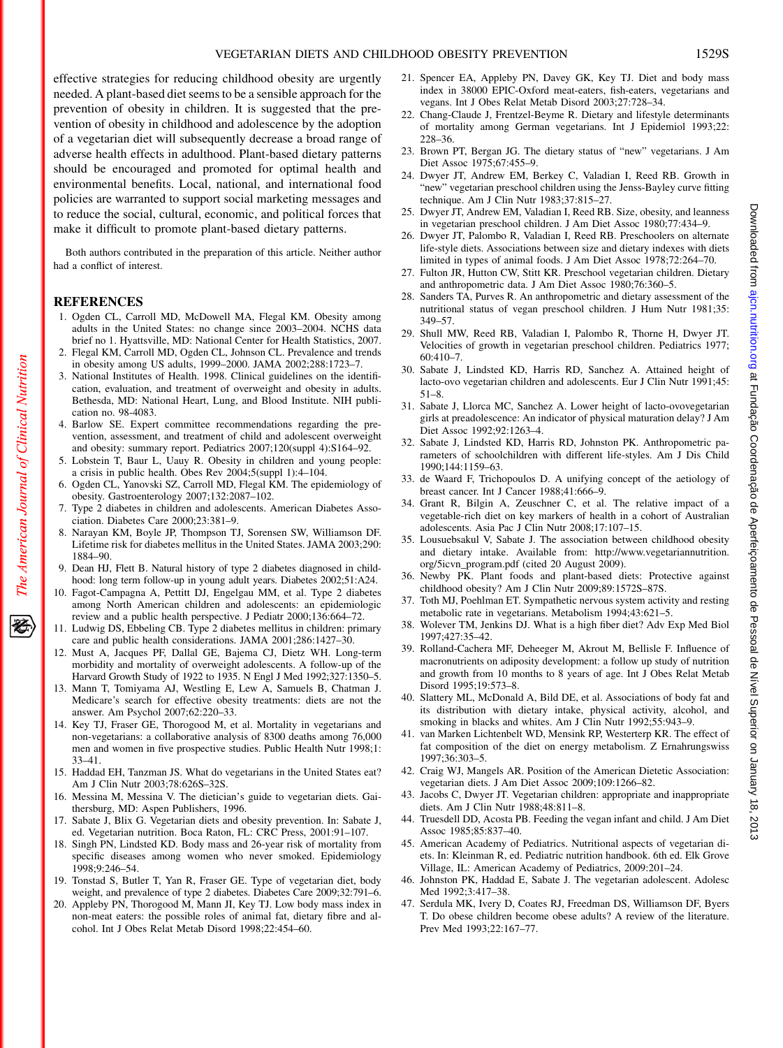effective strategies for reducing childhood obesity are urgently needed. A plant-based diet seems to be a sensible approach for the prevention of obesity in children. It is suggested that the prevention of obesity in childhood and adolescence by the adoption of a vegetarian diet will subsequently decrease a broad range of adverse health effects in adulthood. Plant-based dietary patterns should be encouraged and promoted for optimal health and environmental benefits. Local, national, and international food policies are warranted to support social marketing messages and to reduce the social, cultural, economic, and political forces that make it difficult to promote plant-based dietary patterns.

Both authors contributed in the preparation of this article. Neither author had a conflict of interest.

## REFERENCES

1. Ogden CL, Carroll MD, McDowell MA, Flegal KM. Obesity among adults in the United States: no change since 2003–2004. NCHS data brief no 1. Hyattsville, MD: National Center for Health Statistics, 2007.
2. Flegal KM, Carroll MD, Ogden CL, Johnson CL. Prevalence and trends in obesity among US adults, 1999–2000. JAMA 2002;288:1723–7.
3. National Institutes of Health. 1998. Clinical guidelines on the identification, evaluation, and treatment of overweight and obesity in adults. Bethesda, MD: National Heart, Lung, and Blood Institute. NIH publication no. 98-4083.
4. Barlow SE. Expert committee recommendations regarding the prevention, assessment, and treatment of child and adolescent overweight and obesity: summary report. Pediatrics 2007;120(suppl 4):S164–92.
5. Lobstein T, Baur L, Uauy R. Obesity in children and young people: a crisis in public health. Obes Rev 2004;5(suppl 1):4–104.
6. Ogden CL, Yanovski SZ, Carroll MD, Flegal KM. The epidemiology of obesity. Gastroenterology 2007;132:2087–102.
7. Type 2 diabetes in children and adolescents. American Diabetes Association. Diabetes Care 2000;23:381–9.
8. Narayan KM, Boyle JP, Thompson TJ, Sorensen SW, Williamson DF. Lifetime risk for diabetes mellitus in the United States. JAMA 2003;290: 1884–90.
9. Dean HJ, Flett B. Natural history of type 2 diabetes diagnosed in childhood: long term follow-up in young adult years. Diabetes 2002;51:A24.
10. Fagot-Campagna A, Pettitt DJ, Engelgau MM, et al. Type 2 diabetes among North American children and adolescents: an epidemiologic review and a public health perspective. J Pediatr 2000;136:664–72.
11. Ludwig DS, Ebbeling CB. Type 2 diabetes mellitus in children: primary care and public health considerations. JAMA 2001;286:1427–30.
12. Must A, Jacques PF, Dallal GE, Bajema CJ, Dietz WH. Long-term morbidity and mortality of overweight adolescents. A follow-up of the Harvard Growth Study of 1922 to 1935. N Engl J Med 1992;327:1350–5.
13. Mann T, Tomiyama AJ, Westling E, Lew A, Samuels B, Chatman J. Medicare's search for effective obesity treatments: diets are not the answer. Am Psychol 2007;62:220–33.
14. Key TJ, Fraser GE, Thorogood M, et al. Mortality in vegetarians and non-vegetarians: a collaborative analysis of 8300 deaths among 76,000 men and women in five prospective studies. Public Health Nutr 1998;1: 33–41.
15. Haddad EH, Tanzman JS. What do vegetarians in the United States eat? Am J Clin Nutr 2003;78:626S–32S.
16. Messina M, Messina V. The dietician's guide to vegetarian diets. Gaithersburg, MD: Aspen Publishers, 1996.
17. Sabate J, Blix G. Vegetarian diets and obesity prevention. In: Sabate J, ed. Vegetarian nutrition. Boca Raton, FL: CRC Press, 2001:91–107.
18. Singh PN, Lindsted KD. Body mass and 26-year risk of mortality from specific diseases among women who never smoked. Epidemiology 1998;9:246–54.
19. Tonstad S, Butler T, Yan R, Fraser GE. Type of vegetarian diet, body weight, and prevalence of type 2 diabetes. Diabetes Care 2009;32:791–6.
20. Appleby PN, Thorogood M, Mann JI, Key TJ. Low body mass index in non-meat eaters: the possible roles of animal fat, dietary fibre and alcohol. Int J Obes Relat Metab Disord 1998;22:454–60.
21. Spencer EA, Appleby PN, Davey GK, Key TJ. Diet and body mass index in 38000 EPIC-Oxford meat-eaters, fish-eaters, vegetarians and vegans. Int J Obes Relat Metab Disord 2003;27:728–34.
22. Chang-Claude J, Frentzel-Beyme R. Dietary and lifestyle determinants of mortality among German vegetarians. Int J Epidemiol 1993;22: 228–36.
23. Brown PT, Bergan JG. The dietary status of "new" vegetarians. J Am Diet Assoc 1975;67:455–9.
24. Dwyer JT, Andrew EM, Berkey C, Valadian I, Reed RB. Growth in "new" vegetarian preschool children using the Jenss-Bayley curve fitting technique. Am J Clin Nutr 1983;37:815–27.
25. Dwyer JT, Andrew EM, Valadian I, Reed RB. Size, obesity, and leanness in vegetarian preschool children. J Am Diet Assoc 1980;77:434–9.
26. Dwyer JT, Palombo R, Valadian I, Reed RB. Preschoolers on alternate life-style diets. Associations between size and dietary indexes with diets limited in types of animal foods. J Am Diet Assoc 1978;72:264–70.
27. Fulton JR, Hutton CW, Stitt KR. Preschool vegetarian children. Dietary and anthropometric data. J Am Diet Assoc 1980;76:360–5.
28. Sanders TA, Purves R. An anthropometric and dietary assessment of the nutritional status of vegan preschool children. J Hum Nutr 1981;35: 349–57.
29. Shull MW, Reed RB, Valadian I, Palombo R, Thorne H, Dwyer JT. Velocities of growth in vegetarian preschool children. Pediatrics 1977; 60:410–7.
30. Sabate J, Lindsted KD, Harris RD, Sanchez A. Attained height of lacto-ovo vegetarian children and adolescents. Eur J Clin Nutr 1991;45: 51–8.
31. Sabate J, Llorca MC, Sanchez A. Lower height of lacto-ovovegetarian girls at preadolescence: An indicator of physical maturation delay? J Am Diet Assoc 1992;92:1263–4.
32. Sabate J, Lindsted KD, Harris RD, Johnston PK. Anthropometric parameters of schoolchildren with different life-styles. Am J Dis Child 1990;144:1159–63.
33. de Waard F, Trichopoulos D. A unifying concept of the aetiology of breast cancer. Int J Cancer 1988;41:666–9.
34. Grant R, Bilgin A, Zeuschner C, et al. The relative impact of a vegetable-rich diet on key markers of health in a cohort of Australian adolescents. Asia Pac J Clin Nutr 2008;17:107–15.
35. Lousuebsakul V, Sabate J. The association between childhood obesity and dietary intake. Available from: http://www.vegetariannutrition.org/5icvn_program.pdf (cited 20 August 2009).
36. Newby PK. Plant foods and plant-based diets: Protective against childhood obesity? Am J Clin Nutr 2009;89:1572S–87S.
37. Toth MJ, Poehlman ET. Sympathetic nervous system activity and resting metabolic rate in vegetarians. Metabolism 1994;43:621–5.
38. Wolever TM, Jenkins DJ. What is a high fiber diet? Adv Exp Med Biol 1997;427:35–42.
39. Rolland-Cachera MF, Deheeger M, Akrout M, Bellisle F. Influence of macronutrients on adiposity development: a follow up study of nutrition and growth from 10 months to 8 years of age. Int J Obes Relat Metab Disord 1995;19:573–8.
40. Slattery ML, McDonald A, Bild DE, et al. Associations of body fat and its distribution with dietary intake, physical activity, alcohol, and smoking in blacks and whites. Am J Clin Nutr 1992;55:943–9.
41. van Marken Lichtenbelt WD, Mensink RP, Westerterp KR. The effect of fat composition of the diet on energy metabolism. Z Ernahrungswiss 1997;36:303–5.
42. Craig WJ, Mangels AR. Position of the American Dietetic Association: vegetarian diets. J Am Diet Assoc 2009;109:1266–82.
43. Jacobs C, Dwyer JT. Vegetarian children: appropriate and inappropriate diets. Am J Clin Nutr 1988;48:811–8.
44. Truesdell DD, Acosta PB. Feeding the vegan infant and child. J Am Diet Assoc 1985;85:837–40.
45. American Academy of Pediatrics. Nutritional aspects of vegetarian diets. In: Kleinman R, ed. Pediatric nutrition handbook. 6th ed. Elk Grove Village, IL: American Academy of Pediatrics, 2009:201–24.
46. Johnston PK, Haddad E, Sabate J. The vegetarian adolescent. Adolesc Med 1992;3:417–38.
47. Serdula MK, Ivery D, Coates RJ, Freedman DS, Williamson DF, Byers T. Do obese children become obese adults? A review of the literature. Prev Med 1993;22:167–77.